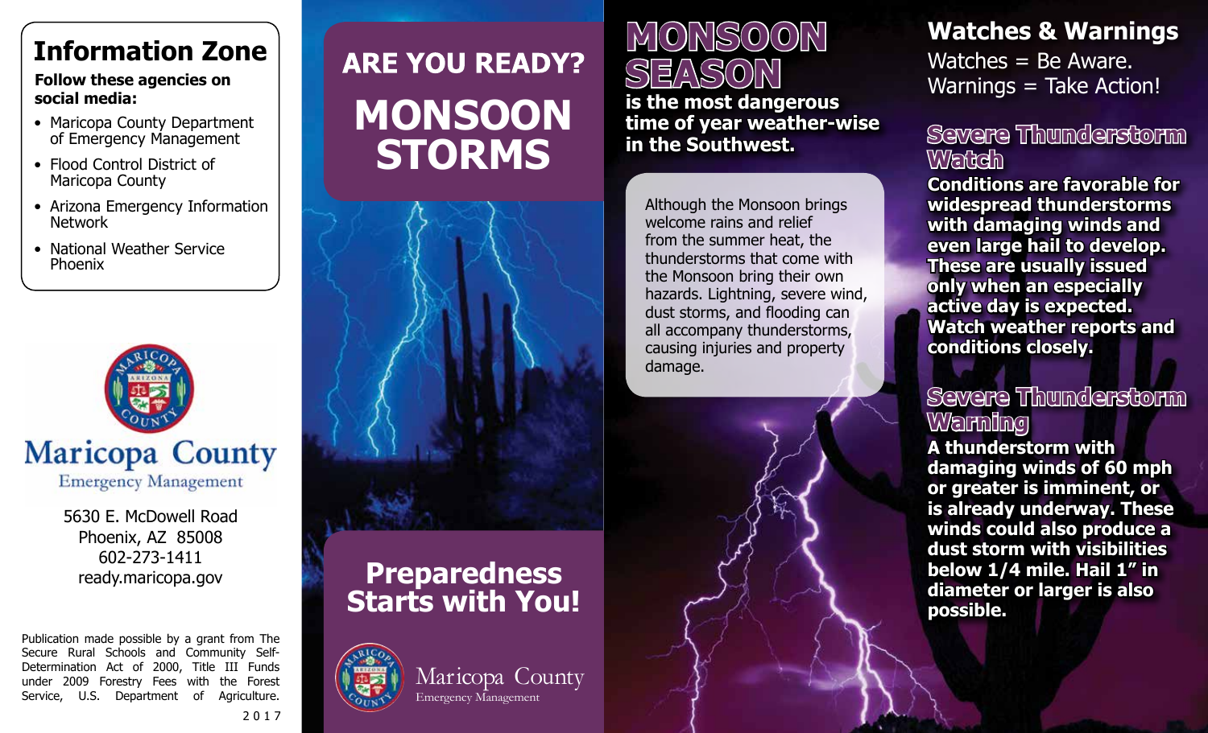## Information Zone

**Follow these agencies on social media:**

- Maricopa County Department of Emergency Management
- Flood Control District of Maricopa County
- Arizona Emergency Information Network
- National Weather Service Phoenix

Maricopa County
Emergency Management

5630 E. McDowell Road
Phoenix, AZ 85008
602-273-1411
ready.maricopa.gov

Publication made possible by a grant from The Secure Rural Schools and Community Self-Determination Act of 2000, Title III Funds under 2009 Forestry Fees with the Forest Service, U.S. Department of Agriculture.

2017

# ARE YOU READY? MONSOON STORMS

## Preparedness Starts with You!

Maricopa County
Emergency Management

# MONSOON SEASON

**is the most dangerous time of year weather-wise in the Southwest.**

Although the Monsoon brings welcome rains and relief from the summer heat, the thunderstorms that come with the Monsoon bring their own hazards. Lightning, severe wind, dust storms, and flooding can all accompany thunderstorms, causing injuries and property damage.

## Watches & Warnings

Watches = Be Aware.
Warnings = Take Action!

### Severe Thunderstorm Watch

**Conditions are favorable for widespread thunderstorms with damaging winds and even large hail to develop. These are usually issued only when an especially active day is expected. Watch weather reports and conditions closely.**

### Severe Thunderstorm Warning

**A thunderstorm with damaging winds of 60 mph or greater is imminent, or is already underway. These winds could also produce a dust storm with visibilities below 1/4 mile. Hail 1" in diameter or larger is also possible.**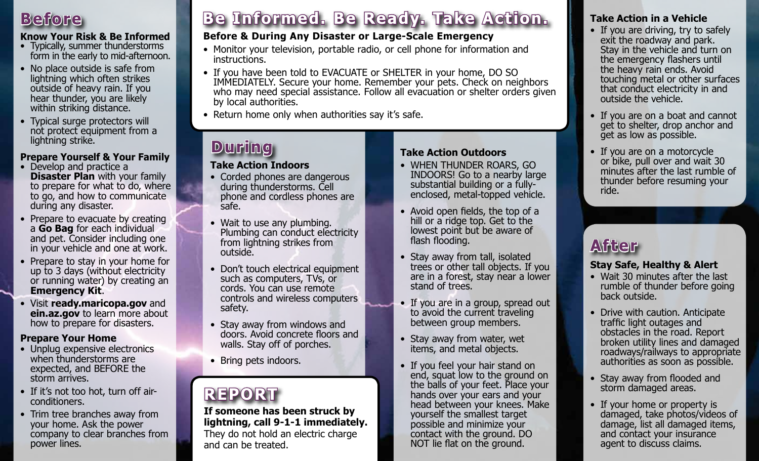# Before

### Know Your Risk & Be Informed

- Typically, summer thunderstorms form in the early to mid-afternoon.
- No place outside is safe from lightning which often strikes outside of heavy rain. If you hear thunder, you are likely within striking distance.
- Typical surge protectors will not protect equipment from a lightning strike.

### Prepare Yourself & Your Family

- Develop and practice a **Disaster Plan** with your family to prepare for what to do, where to go, and how to communicate during any disaster.
- Prepare to evacuate by creating a **Go Bag** for each individual and pet. Consider including one in your vehicle and one at work.
- Prepare to stay in your home for up to 3 days (without electricity or running water) by creating an **Emergency Kit**.
- Visit **ready.maricopa.gov** and **ein.az.gov** to learn more about how to prepare for disasters.

### Prepare Your Home

- Unplug expensive electronics when thunderstorms are expected, and BEFORE the storm arrives.
- If it's not too hot, turn off air-conditioners.
- Trim tree branches away from your home. Ask the power company to clear branches from power lines.

# Be Informed. Be Ready. Take Action.

### Before & During Any Disaster or Large-Scale Emergency

- Monitor your television, portable radio, or cell phone for information and instructions.
- If you have been told to EVACUATE or SHELTER in your home, DO SO IMMEDIATELY. Secure your home. Remember your pets. Check on neighbors who may need special assistance. Follow all evacuation or shelter orders given by local authorities.
- Return home only when authorities say it's safe.

# During

### Take Action Indoors

- Corded phones are dangerous during thunderstorms. Cell phone and cordless phones are safe.
- Wait to use any plumbing. Plumbing can conduct electricity from lightning strikes from outside.
- Don't touch electrical equipment such as computers, TVs, or cords. You can use remote controls and wireless computers safety.
- Stay away from windows and doors. Avoid concrete floors and walls. Stay off of porches.
- Bring pets indoors.

### Take Action Outdoors

- WHEN THUNDER ROARS, GO INDOORS! Go to a nearby large substantial building or a fully-enclosed, metal-topped vehicle.
- Avoid open fields, the top of a hill or a ridge top. Get to the lowest point but be aware of flash flooding.
- Stay away from tall, isolated trees or other tall objects. If you are in a forest, stay near a lower stand of trees.
- If you are in a group, spread out to avoid the current traveling between group members.
- Stay away from water, wet items, and metal objects.
- If you feel your hair stand on end, squat low to the ground on the balls of your feet. Place your hands over your ears and your head between your knees. Make yourself the smallest target possible and minimize your contact with the ground. DO NOT lie flat on the ground.

### Take Action in a Vehicle

- If you are driving, try to safely exit the roadway and park. Stay in the vehicle and turn on the emergency flashers until the heavy rain ends. Avoid touching metal or other surfaces that conduct electricity in and outside the vehicle.
- If you are on a boat and cannot get to shelter, drop anchor and get as low as possible.
- If you are on a motorcycle or bike, pull over and wait 30 minutes after the last rumble of thunder before resuming your ride.

# REPORT

**If someone has been struck by lightning, call 9-1-1 immediately.** They do not hold an electric charge and can be treated.

# After

### Stay Safe, Healthy & Alert

- Wait 30 minutes after the last rumble of thunder before going back outside.
- Drive with caution. Anticipate traffic light outages and obstacles in the road. Report broken utility lines and damaged roadways/railways to appropriate authorities as soon as possible.
- Stay away from flooded and storm damaged areas.
- If your home or property is damaged, take photos/videos of damage, list all damaged items, and contact your insurance agent to discuss claims.